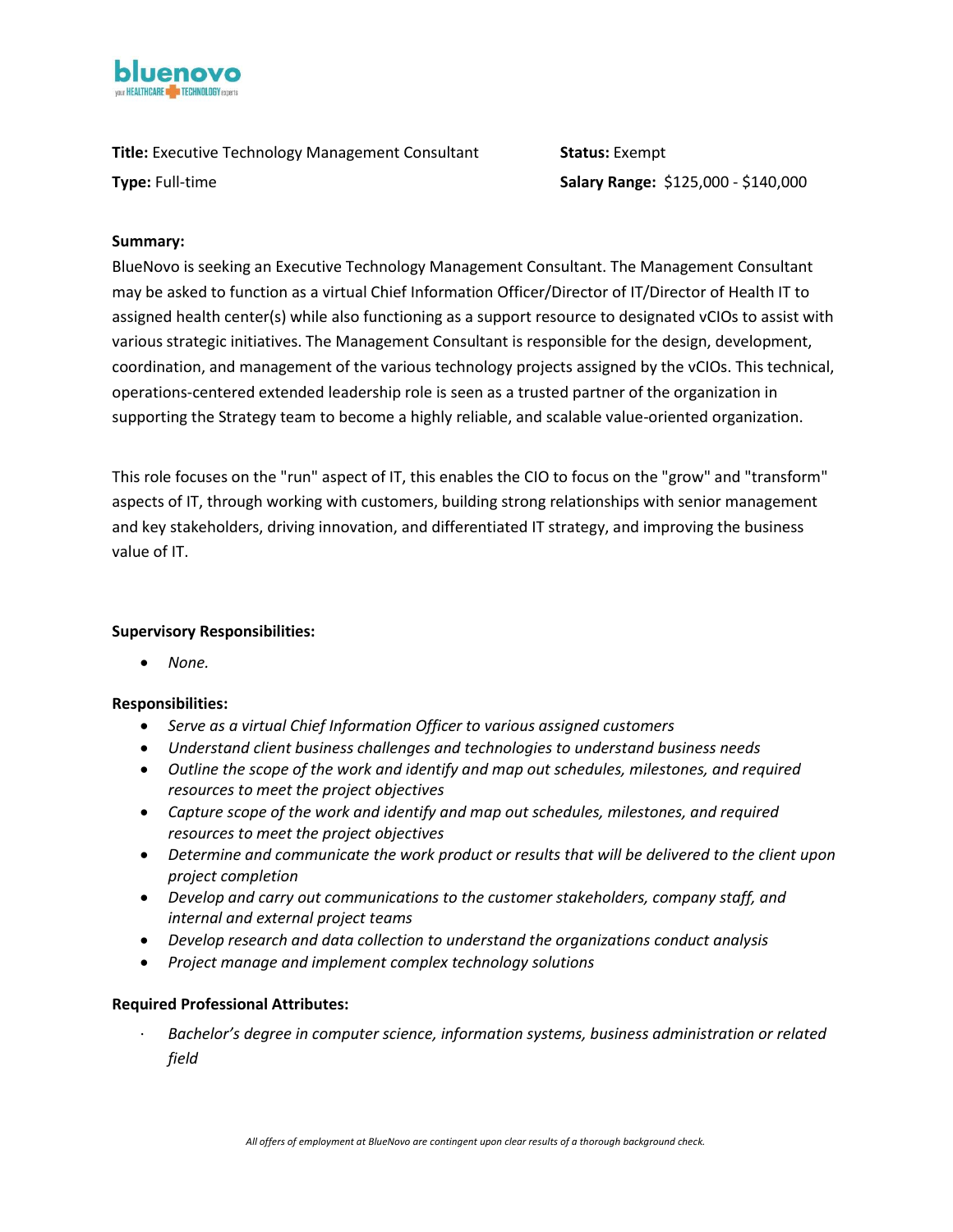bluenovo
your HEALTHCARE TECHNOLOGY experts

**Title:** Executive Technology Management Consultant

**Status:** Exempt

**Type:** Full-time

**Salary Range:** $125,000 - $140,000

**Summary:**

BlueNovo is seeking an Executive Technology Management Consultant. The Management Consultant may be asked to function as a virtual Chief Information Officer/Director of IT/Director of Health IT to assigned health center(s) while also functioning as a support resource to designated vCIOs to assist with various strategic initiatives. The Management Consultant is responsible for the design, development, coordination, and management of the various technology projects assigned by the vCIOs. This technical, operations-centered extended leadership role is seen as a trusted partner of the organization in supporting the Strategy team to become a highly reliable, and scalable value-oriented organization.

This role focuses on the "run" aspect of IT, this enables the CIO to focus on the "grow" and "transform" aspects of IT, through working with customers, building strong relationships with senior management and key stakeholders, driving innovation, and differentiated IT strategy, and improving the business value of IT.

**Supervisory Responsibilities:**

- *None.*

**Responsibilities:**

- *Serve as a virtual Chief Information Officer to various assigned customers*
- *Understand client business challenges and technologies to understand business needs*
- *Outline the scope of the work and identify and map out schedules, milestones, and required resources to meet the project objectives*
- *Capture scope of the work and identify and map out schedules, milestones, and required resources to meet the project objectives*
- *Determine and communicate the work product or results that will be delivered to the client upon project completion*
- *Develop and carry out communications to the customer stakeholders, company staff, and internal and external project teams*
- *Develop research and data collection to understand the organizations conduct analysis*
- *Project manage and implement complex technology solutions*

**Required Professional Attributes:**

- *Bachelor's degree in computer science, information systems, business administration or related field*

*All offers of employment at BlueNovo are contingent upon clear results of a thorough background check.*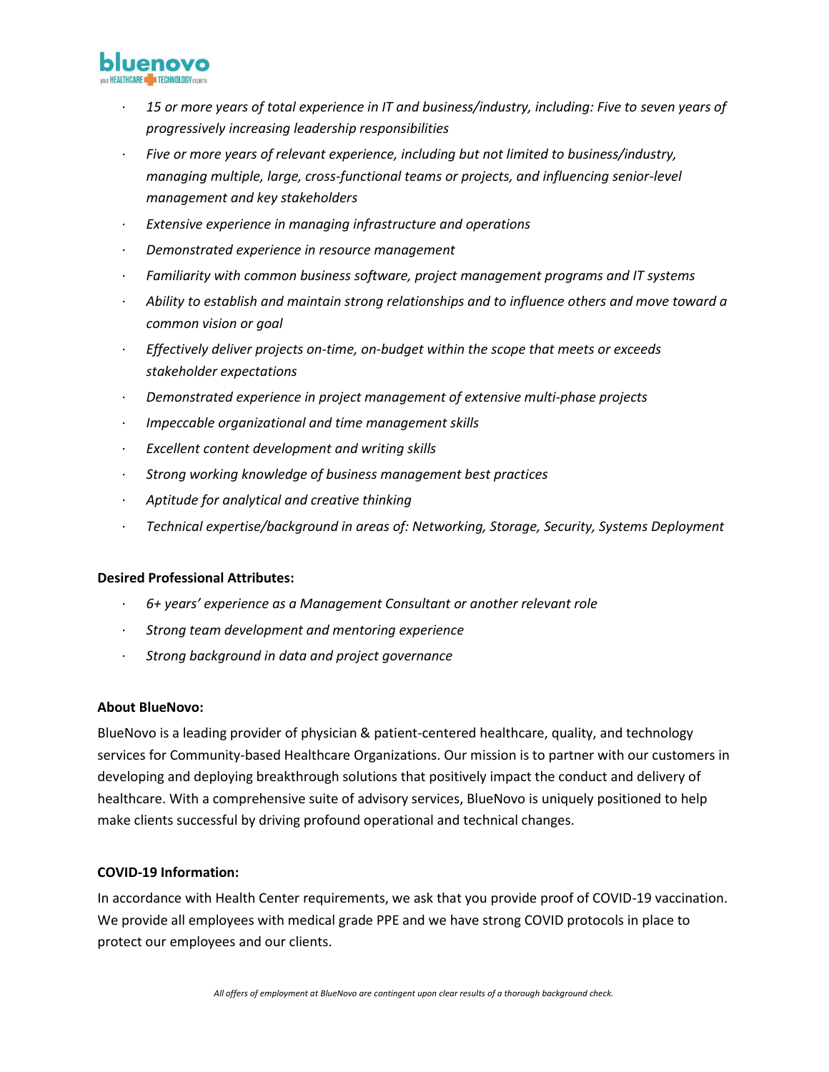- *15 or more years of total experience in IT and business/industry, including: Five to seven years of progressively increasing leadership responsibilities*
- *Five or more years of relevant experience, including but not limited to business/industry, managing multiple, large, cross-functional teams or projects, and influencing senior-level management and key stakeholders*
- *Extensive experience in managing infrastructure and operations*
- *Demonstrated experience in resource management*
- *Familiarity with common business software, project management programs and IT systems*
- *Ability to establish and maintain strong relationships and to influence others and move toward a common vision or goal*
- *Effectively deliver projects on-time, on-budget within the scope that meets or exceeds stakeholder expectations*
- *Demonstrated experience in project management of extensive multi-phase projects*
- *Impeccable organizational and time management skills*
- *Excellent content development and writing skills*
- *Strong working knowledge of business management best practices*
- *Aptitude for analytical and creative thinking*
- *Technical expertise/background in areas of: Networking, Storage, Security, Systems Deployment*

**Desired Professional Attributes:**

- *6+ years' experience as a Management Consultant or another relevant role*
- *Strong team development and mentoring experience*
- *Strong background in data and project governance*

**About BlueNovo:**

BlueNovo is a leading provider of physician & patient-centered healthcare, quality, and technology services for Community-based Healthcare Organizations. Our mission is to partner with our customers in developing and deploying breakthrough solutions that positively impact the conduct and delivery of healthcare. With a comprehensive suite of advisory services, BlueNovo is uniquely positioned to help make clients successful by driving profound operational and technical changes.

**COVID-19 Information:**

In accordance with Health Center requirements, we ask that you provide proof of COVID-19 vaccination. We provide all employees with medical grade PPE and we have strong COVID protocols in place to protect our employees and our clients.

*All offers of employment at BlueNovo are contingent upon clear results of a thorough background check.*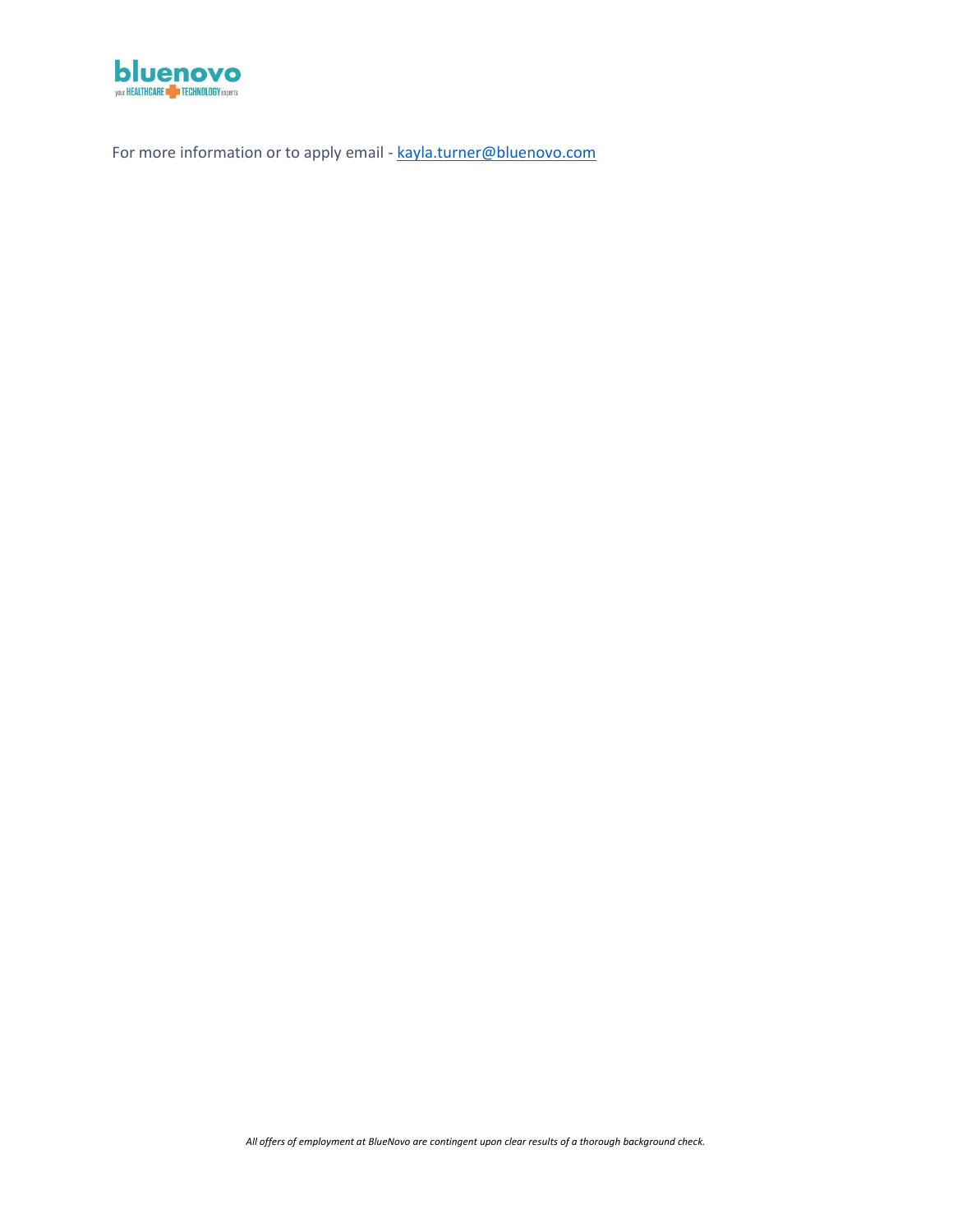For more information or to apply email - kayla.turner@bluenovo.com

*All offers of employment at BlueNovo are contingent upon clear results of a thorough background check.*